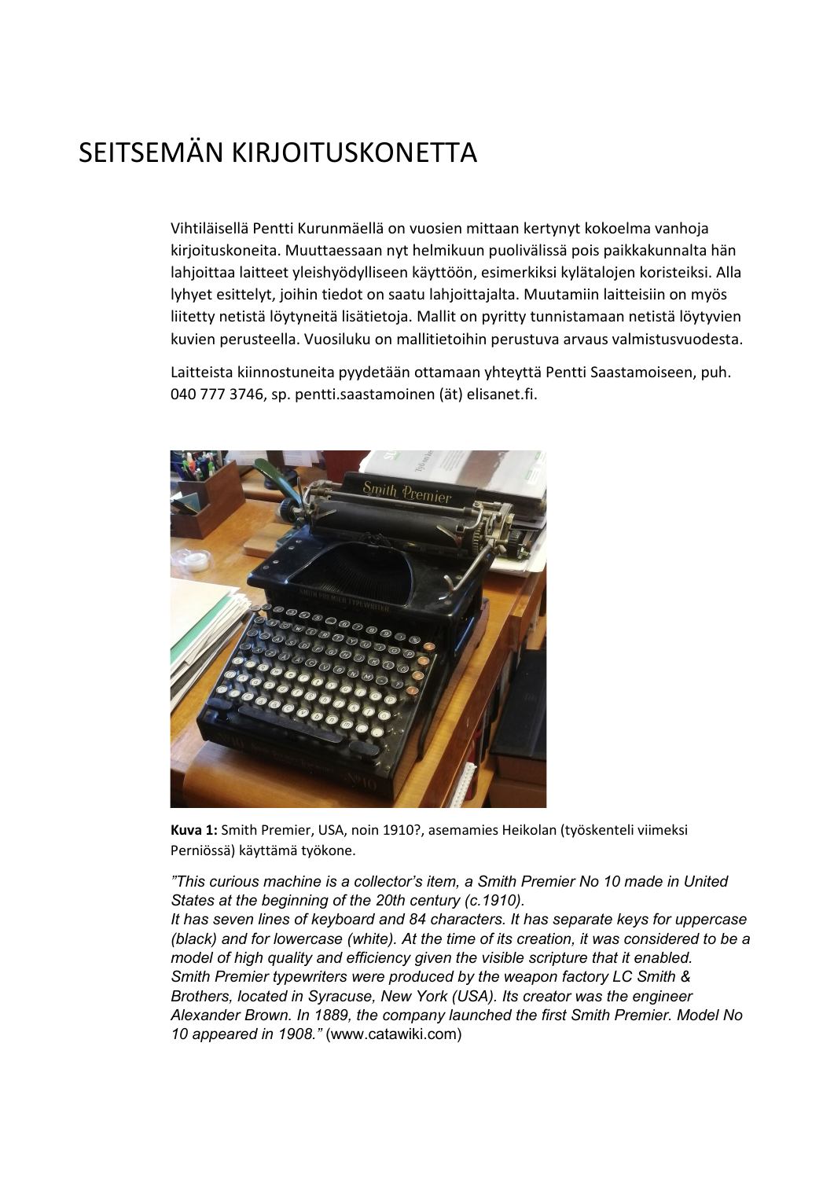# SEITSEMÄN KIRJOITUSKONETTA

Vihtiläisellä Pentti Kurunmäellä on vuosien mittaan kertynyt kokoelma vanhoja kirjoituskoneita. Muuttaessaan nyt helmikuun puolivälissä pois paikkakunnalta hän lahjoittaa laitteet yleishyödylliseen käyttöön, esimerkiksi kylätalojen koristeiksi. Alla lyhyet esittelyt, joihin tiedot on saatu lahjoittajalta. Muutamiin laitteisiin on myös liitetty netistä löytyneitä lisätietoja. Mallit on pyritty tunnistamaan netistä löytyvien kuvien perusteella. Vuosiluku on mallitietoihin perustuva arvaus valmistusvuodesta.

Laitteista kiinnostuneita pyydetään ottamaan yhteyttä Pentti Saastamoiseen, puh. 040 777 3746, sp. pentti.saastamoinen (ät) elisanet.fi.

**Kuva 1:** Smith Premier, USA, noin 1910?, asemamies Heikolan (työskenteli viimeksi Perniössä) käyttämä työkone.

*"This curious machine is a collector's item, a Smith Premier No 10 made in United States at the beginning of the 20th century (c.1910).
It has seven lines of keyboard and 84 characters. It has separate keys for uppercase (black) and for lowercase (white). At the time of its creation, it was considered to be a model of high quality and efficiency given the visible scripture that it enabled.
Smith Premier typewriters were produced by the weapon factory LC Smith & Brothers, located in Syracuse, New York (USA). Its creator was the engineer Alexander Brown. In 1889, the company launched the first Smith Premier. Model No 10 appeared in 1908."* (www.catawiki.com)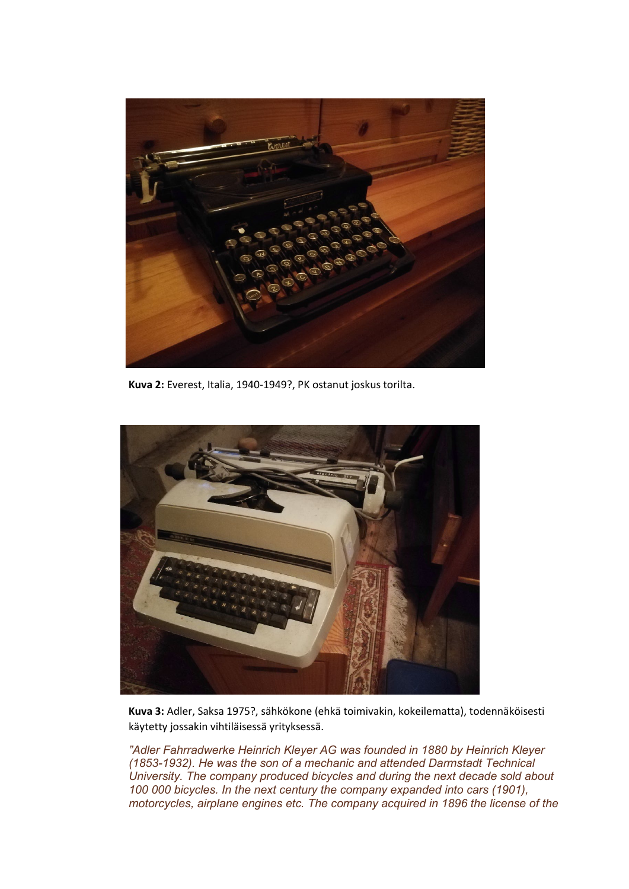**Kuva 2:** Everest, Italia, 1940-1949?, PK ostanut joskus torilta.

**Kuva 3:** Adler, Saksa 1975?, sähkökone (ehkä toimivakin, kokeilematta), todennäköisesti käytetty jossakin vihtiläisessä yrityksessä.

*"Adler Fahrradwerke Heinrich Kleyer AG was founded in 1880 by Heinrich Kleyer (1853-1932). He was the son of a mechanic and attended Darmstadt Technical University. The company produced bicycles and during the next decade sold about 100 000 bicycles. In the next century the company expanded into cars (1901), motorcycles, airplane engines etc. The company acquired in 1896 the license of the*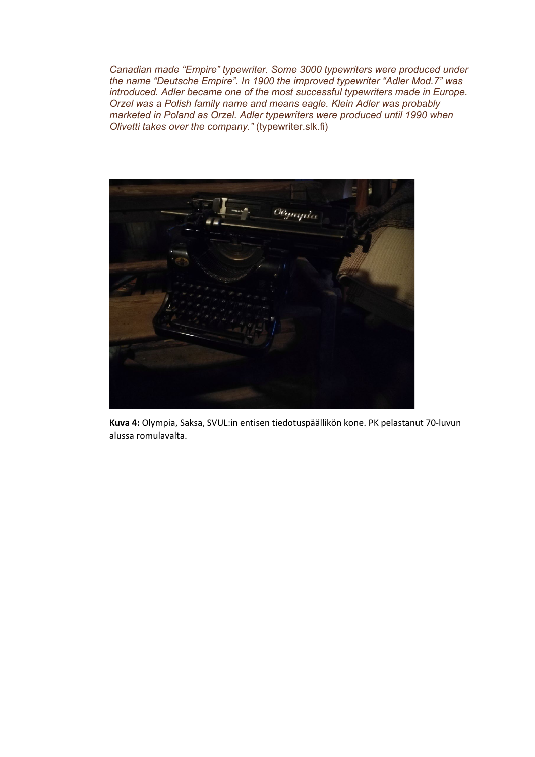*Canadian made "Empire" typewriter. Some 3000 typewriters were produced under the name "Deutsche Empire". In 1900 the improved typewriter "Adler Mod.7" was introduced. Adler became one of the most successful typewriters made in Europe. Orzel was a Polish family name and means eagle. Klein Adler was probably marketed in Poland as Orzel. Adler typewriters were produced until 1990 when Olivetti takes over the company."* (typewriter.slk.fi)

**Kuva 4:** Olympia, Saksa, SVUL:in entisen tiedotuspäällikön kone. PK pelastanut 70-luvun alussa romulavalta.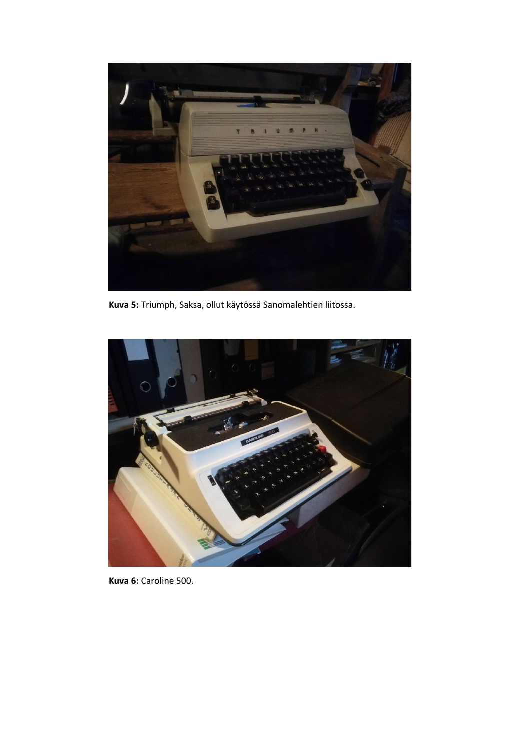**Kuva 5:** Triumph, Saksa, ollut käytössä Sanomalehtien liitossa.

**Kuva 6:** Caroline 500.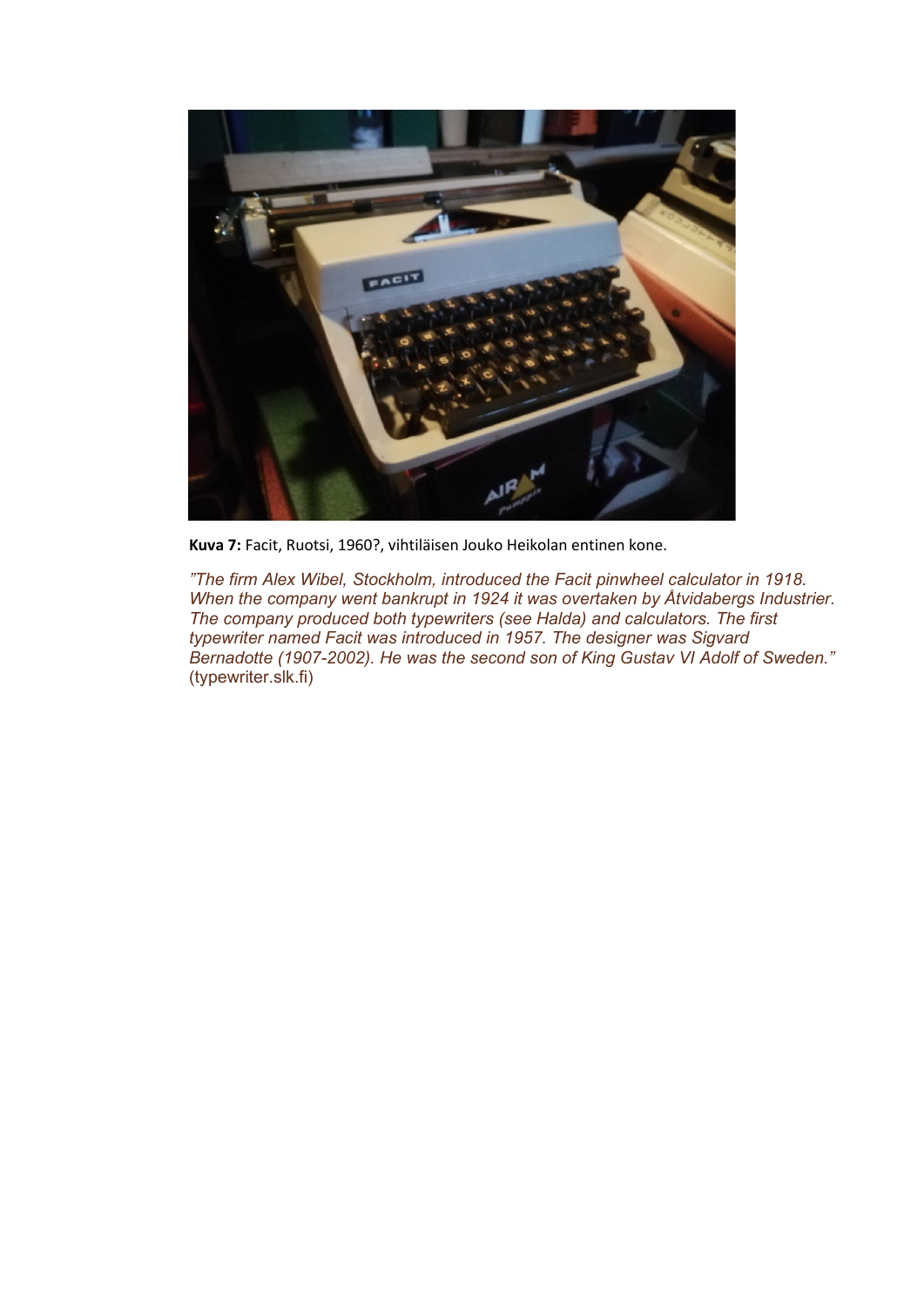**Kuva 7:** Facit, Ruotsi, 1960?, vihtiläisen Jouko Heikolan entinen kone.

*”The firm Alex Wibel, Stockholm, introduced the Facit pinwheel calculator in 1918. When the company went bankrupt in 1924 it was overtaken by Åtvidabergs Industrier. The company produced both typewriters (see Halda) and calculators. The first typewriter named Facit was introduced in 1957. The designer was Sigvard Bernadotte (1907-2002). He was the second son of King Gustav VI Adolf of Sweden.”* (typewriter.slk.fi)